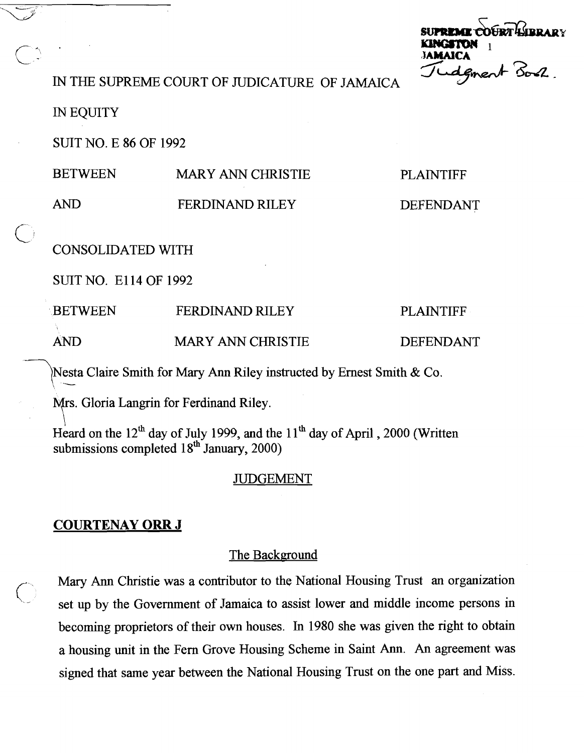SUPREME COURT LIBRARY
KINGSTON
JAMAICA
Judgment Book

IN THE SUPREME COURT OF JUDICATURE OF JAMAICA

IN EQUITY

SUIT NO. E 86 OF 1992

| | | |
|---|---|---|
| BETWEEN | MARY ANN CHRISTIE | PLAINTIFF |
| AND | FERDINAND RILEY | DEFENDANT |

CONSOLIDATED WITH

SUIT NO. E114 OF 1992

| | | |
|---|---|---|
| BETWEEN | FERDINAND RILEY | PLAINTIFF |
| AND | MARY ANN CHRISTIE | DEFENDANT |

Nesta Claire Smith for Mary Ann Riley instructed by Ernest Smith & Co.

Mrs. Gloria Langrin for Ferdinand Riley.

Heard on the 12th day of July 1999, and the 11th day of April, 2000 (Written submissions completed 18th January, 2000)

## JUDGEMENT

## COURTENAY ORR J

### The Background

Mary Ann Christie was a contributor to the National Housing Trust an organization set up by the Government of Jamaica to assist lower and middle income persons in becoming proprietors of their own houses. In 1980 she was given the right to obtain a housing unit in the Fern Grove Housing Scheme in Saint Ann. An agreement was signed that same year between the National Housing Trust on the one part and Miss.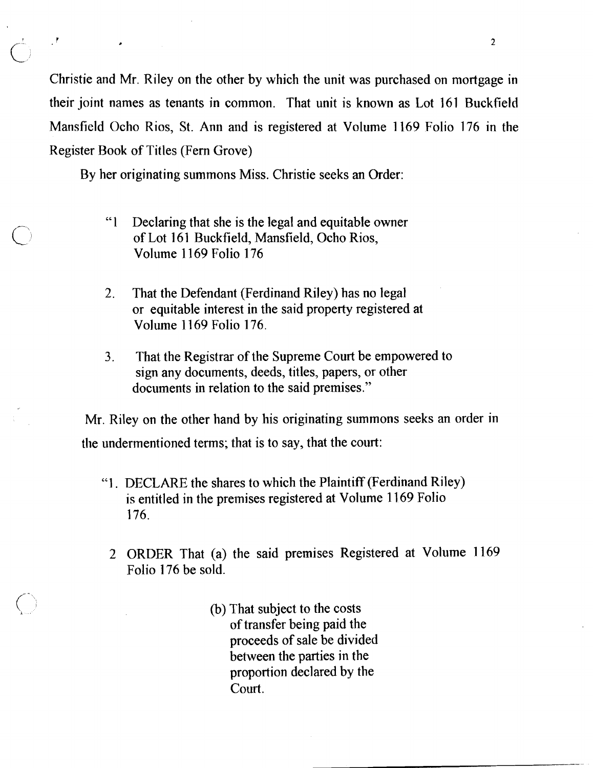Christie and Mr. Riley on the other by which the unit was purchased on mortgage in their joint names as tenants in common. That unit is known as Lot 161 Buckfield Mansfield Ocho Rios, St. Ann and is registered at Volume 1169 Folio 176 in the Register Book of Titles (Fern Grove)

By her originating summons Miss. Christie seeks an Order:

> "1 Declaring that she is the legal and equitable owner of Lot 161 Buckfield, Mansfield, Ocho Rios, Volume 1169 Folio 176
>
> 2. That the Defendant (Ferdinand Riley) has no legal or equitable interest in the said property registered at Volume 1169 Folio 176.
>
> 3. That the Registrar of the Supreme Court be empowered to sign any documents, deeds, titles, papers, or other documents in relation to the said premises."

Mr. Riley on the other hand by his originating summons seeks an order in the undermentioned terms; that is to say, that the court:

> "1. DECLARE the shares to which the Plaintiff (Ferdinand Riley) is entitled in the premises registered at Volume 1169 Folio 176.
>
> 2 ORDER That (a) the said premises Registered at Volume 1169 Folio 176 be sold.
>
> (b) That subject to the costs of transfer being paid the proceeds of sale be divided between the parties in the proportion declared by the Court.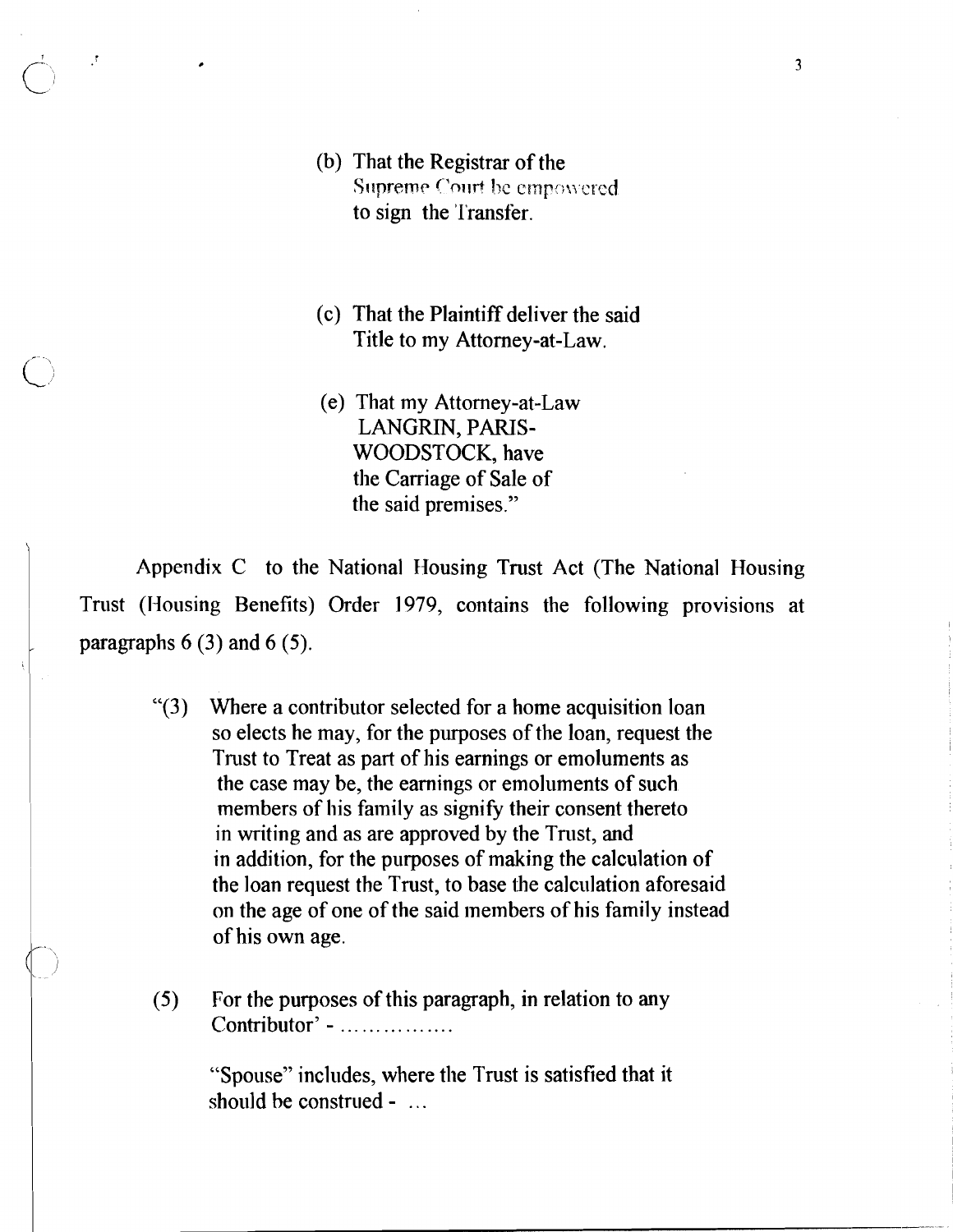> (b) That the Registrar of the Supreme Court be empowered to sign the Transfer.
>
> (c) That the Plaintiff deliver the said Title to my Attorney-at-Law.
>
> (e) That my Attorney-at-Law LANGRIN, PARIS-WOODSTOCK, have the Carriage of Sale of the said premises."

Appendix C to the National Housing Trust Act (The National Housing Trust (Housing Benefits) Order 1979, contains the following provisions at paragraphs 6 (3) and 6 (5).

> "(3) Where a contributor selected for a home acquisition loan so elects he may, for the purposes of the loan, request the Trust to Treat as part of his earnings or emoluments as the case may be, the earnings or emoluments of such members of his family as signify their consent thereto in writing and as are approved by the Trust, and in addition, for the purposes of making the calculation of the loan request the Trust, to base the calculation aforesaid on the age of one of the said members of his family instead of his own age.
>
> (5) For the purposes of this paragraph, in relation to any Contributor' - ...............
>
> "Spouse" includes, where the Trust is satisfied that it should be construed - ...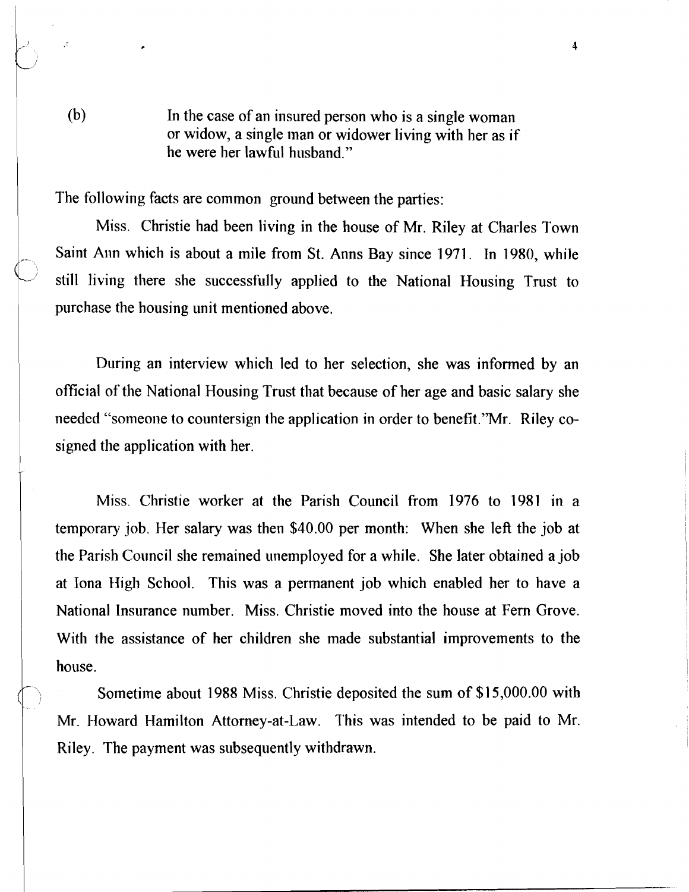(b) In the case of an insured person who is a single woman or widow, a single man or widower living with her as if he were her lawful husband."

The following facts are common ground between the parties:

Miss. Christie had been living in the house of Mr. Riley at Charles Town Saint Ann which is about a mile from St. Anns Bay since 1971. In 1980, while still living there she successfully applied to the National Housing Trust to purchase the housing unit mentioned above.

During an interview which led to her selection, she was informed by an official of the National Housing Trust that because of her age and basic salary she needed "someone to countersign the application in order to benefit."Mr. Riley co-signed the application with her.

Miss. Christie worker at the Parish Council from 1976 to 1981 in a temporary job. Her salary was then $40.00 per month: When she left the job at the Parish Council she remained unemployed for a while. She later obtained a job at Iona High School. This was a permanent job which enabled her to have a National Insurance number. Miss. Christie moved into the house at Fern Grove. With the assistance of her children she made substantial improvements to the house.

Sometime about 1988 Miss. Christie deposited the sum of $15,000.00 with Mr. Howard Hamilton Attorney-at-Law. This was intended to be paid to Mr. Riley. The payment was subsequently withdrawn.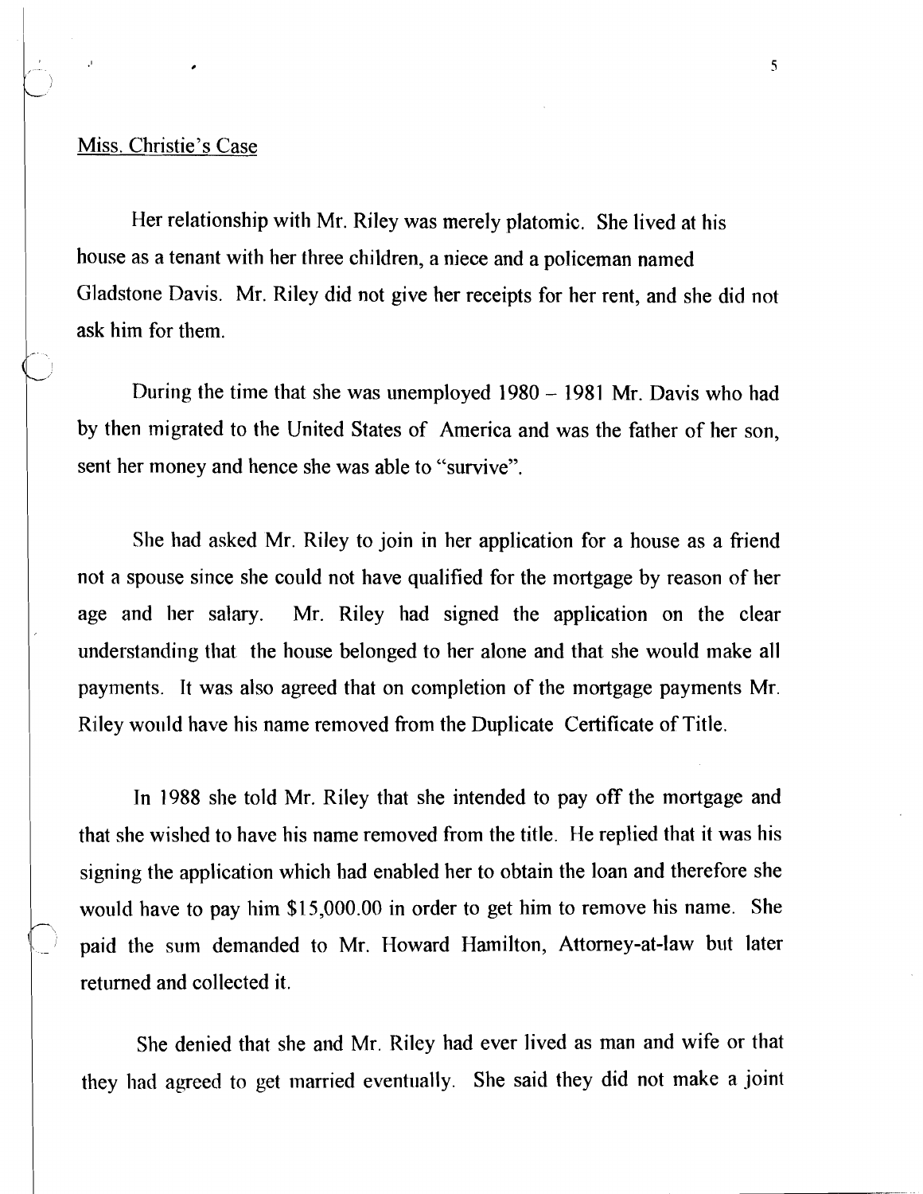Miss. Christie's Case

Her relationship with Mr. Riley was merely platomic. She lived at his house as a tenant with her three children, a niece and a policeman named Gladstone Davis. Mr. Riley did not give her receipts for her rent, and she did not ask him for them.

During the time that she was unemployed 1980 – 1981 Mr. Davis who had by then migrated to the United States of America and was the father of her son, sent her money and hence she was able to "survive".

She had asked Mr. Riley to join in her application for a house as a friend not a spouse since she could not have qualified for the mortgage by reason of her age and her salary. Mr. Riley had signed the application on the clear understanding that the house belonged to her alone and that she would make all payments. It was also agreed that on completion of the mortgage payments Mr. Riley would have his name removed from the Duplicate Certificate of Title.

In 1988 she told Mr. Riley that she intended to pay off the mortgage and that she wished to have his name removed from the title. He replied that it was his signing the application which had enabled her to obtain the loan and therefore she would have to pay him $15,000.00 in order to get him to remove his name. She paid the sum demanded to Mr. Howard Hamilton, Attorney-at-law but later returned and collected it.

She denied that she and Mr. Riley had ever lived as man and wife or that they had agreed to get married eventually. She said they did not make a joint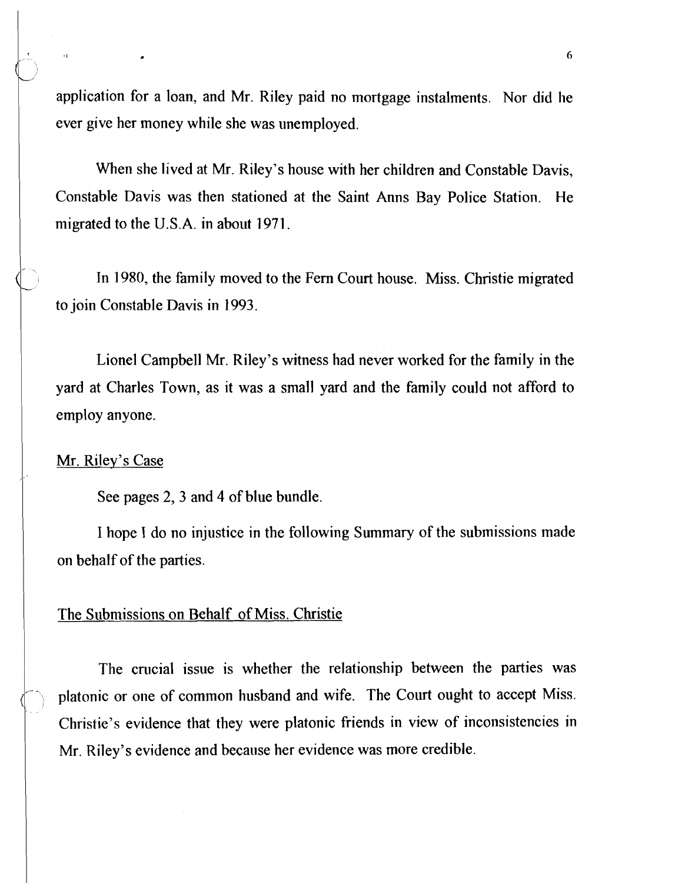application for a loan, and Mr. Riley paid no mortgage instalments. Nor did he ever give her money while she was unemployed.

When she lived at Mr. Riley's house with her children and Constable Davis, Constable Davis was then stationed at the Saint Anns Bay Police Station. He migrated to the U.S.A. in about 1971.

In 1980, the family moved to the Fern Court house. Miss. Christie migrated to join Constable Davis in 1993.

Lionel Campbell Mr. Riley's witness had never worked for the family in the yard at Charles Town, as it was a small yard and the family could not afford to employ anyone.

## Mr. Riley's Case

See pages 2, 3 and 4 of blue bundle.

I hope I do no injustice in the following Summary of the submissions made on behalf of the parties.

## The Submissions on Behalf of Miss. Christie

The crucial issue is whether the relationship between the parties was platonic or one of common husband and wife. The Court ought to accept Miss. Christie's evidence that they were platonic friends in view of inconsistencies in Mr. Riley's evidence and because her evidence was more credible.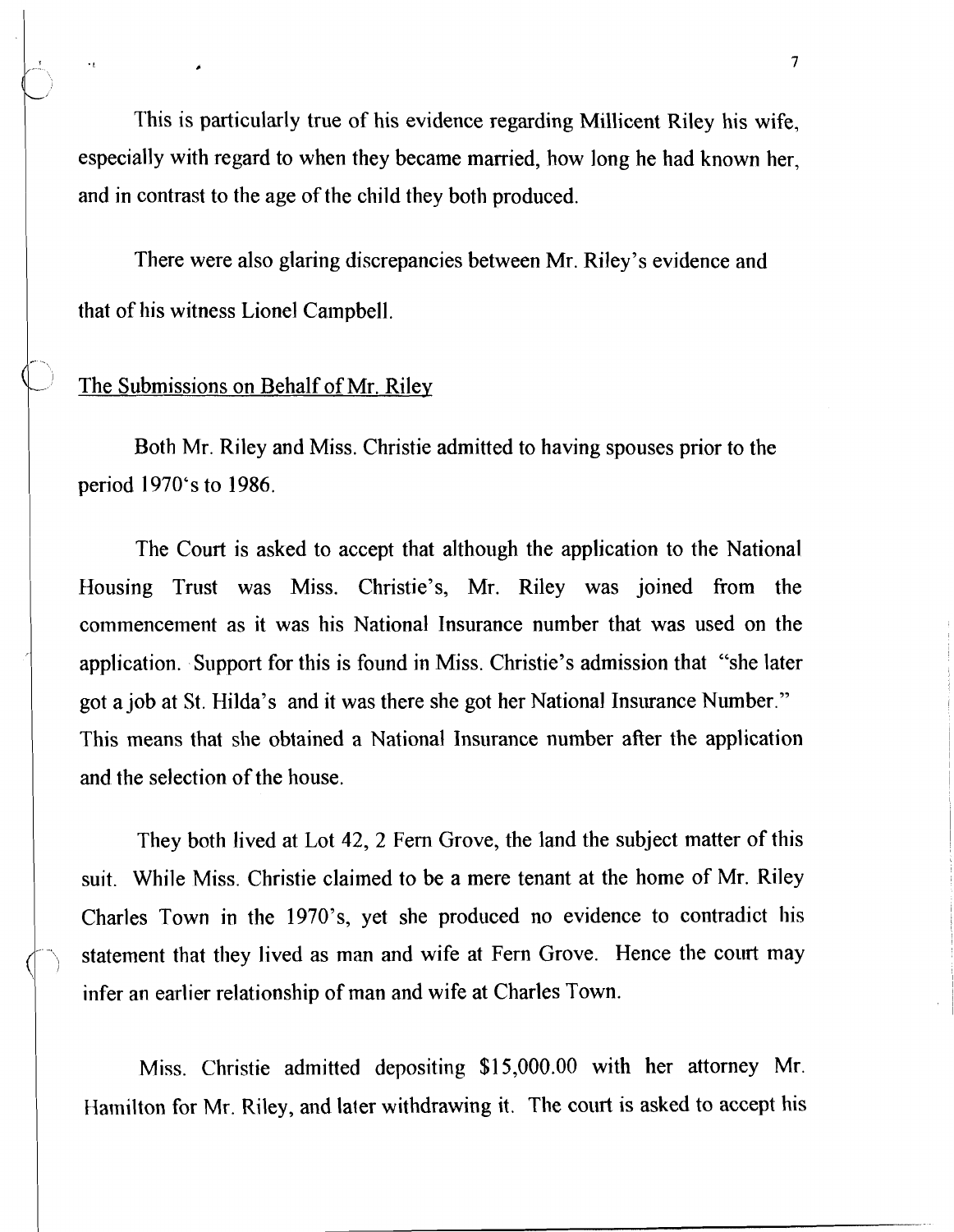This is particularly true of his evidence regarding Millicent Riley his wife, especially with regard to when they became married, how long he had known her, and in contrast to the age of the child they both produced.

There were also glaring discrepancies between Mr. Riley's evidence and that of his witness Lionel Campbell.

## The Submissions on Behalf of Mr. Riley

Both Mr. Riley and Miss. Christie admitted to having spouses prior to the period 1970's to 1986.

The Court is asked to accept that although the application to the National Housing Trust was Miss. Christie's, Mr. Riley was joined from the commencement as it was his National Insurance number that was used on the application. Support for this is found in Miss. Christie's admission that "she later got a job at St. Hilda's and it was there she got her National Insurance Number." This means that she obtained a National Insurance number after the application and the selection of the house.

They both lived at Lot 42, 2 Fern Grove, the land the subject matter of this suit. While Miss. Christie claimed to be a mere tenant at the home of Mr. Riley Charles Town in the 1970's, yet she produced no evidence to contradict his statement that they lived as man and wife at Fern Grove. Hence the court may infer an earlier relationship of man and wife at Charles Town.

Miss. Christie admitted depositing $15,000.00 with her attorney Mr. Hamilton for Mr. Riley, and later withdrawing it. The court is asked to accept his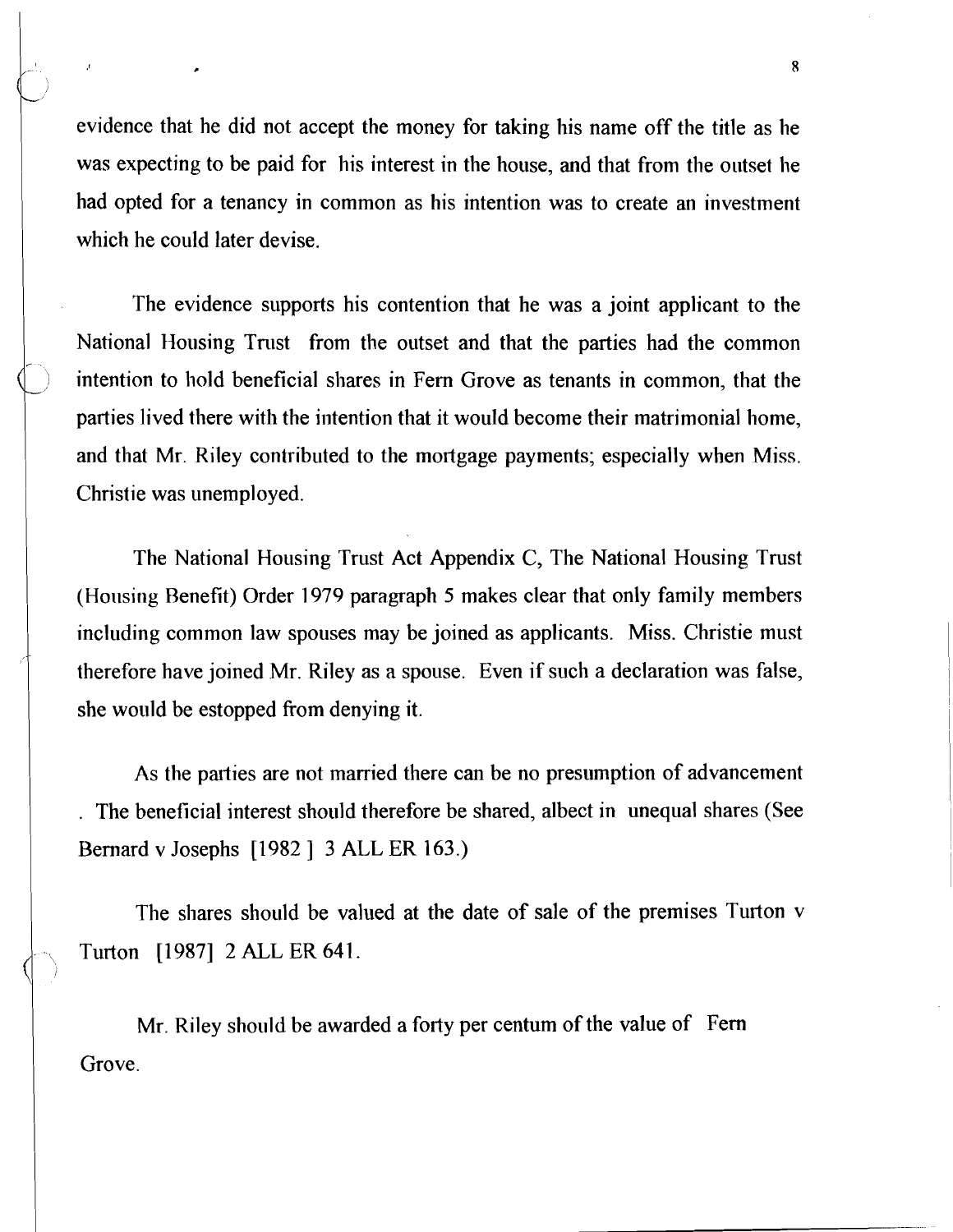evidence that he did not accept the money for taking his name off the title as he was expecting to be paid for his interest in the house, and that from the outset he had opted for a tenancy in common as his intention was to create an investment which he could later devise.

The evidence supports his contention that he was a joint applicant to the National Housing Trust from the outset and that the parties had the common intention to hold beneficial shares in Fern Grove as tenants in common, that the parties lived there with the intention that it would become their matrimonial home, and that Mr. Riley contributed to the mortgage payments; especially when Miss. Christie was unemployed.

The National Housing Trust Act Appendix C, The National Housing Trust (Housing Benefit) Order 1979 paragraph 5 makes clear that only family members including common law spouses may be joined as applicants. Miss. Christie must therefore have joined Mr. Riley as a spouse. Even if such a declaration was false, she would be estopped from denying it.

As the parties are not married there can be no presumption of advancement . The beneficial interest should therefore be shared, albect in unequal shares (See Bernard v Josephs [1982 ] 3 ALL ER 163.)

The shares should be valued at the date of sale of the premises Turton v Turton [1987] 2 ALL ER 641.

Mr. Riley should be awarded a forty per centum of the value of Fern Grove.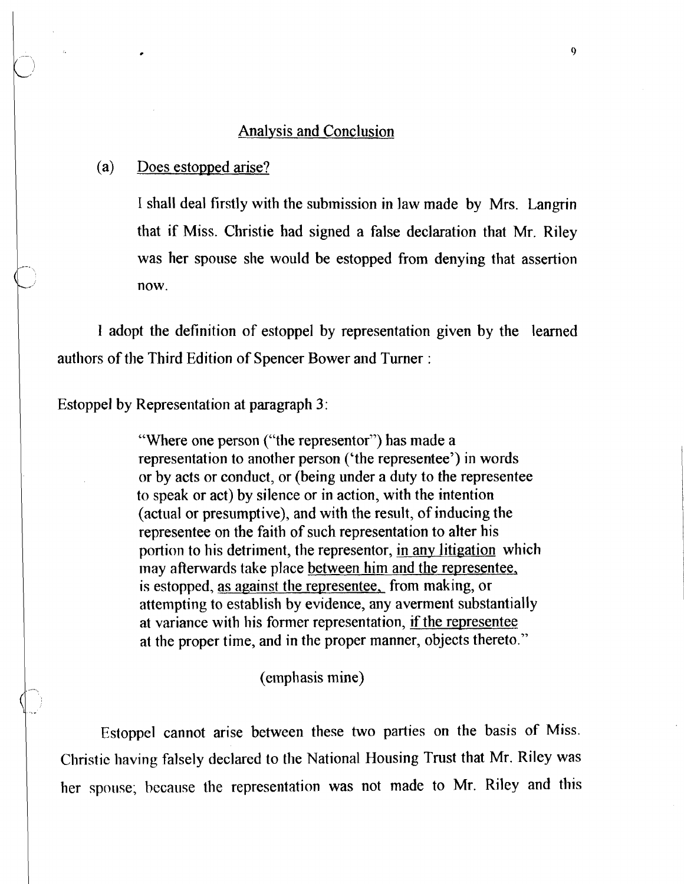## Analysis and Conclusion

(a) <u>Does estopped arise?</u>

I shall deal firstly with the submission in law made by Mrs. Langrin that if Miss. Christie had signed a false declaration that Mr. Riley was her spouse she would be estopped from denying that assertion now.

I adopt the definition of estoppel by representation given by the learned authors of the Third Edition of Spencer Bower and Turner :

Estoppel by Representation at paragraph 3:

> "Where one person ("the representor") has made a representation to another person ('the representee') in words or by acts or conduct, or (being under a duty to the representee to speak or act) by silence or in action, with the intention (actual or presumptive), and with the result, of inducing the representee on the faith of such representation to alter his portion to his detriment, the representor, <u>in any litigation</u> which may afterwards take place <u>between him and the representee,</u> is estopped, <u>as against the representee,</u> from making, or attempting to establish by evidence, any averment substantially at variance with his former representation, <u>if the representee</u> at the proper time, and in the proper manner, objects thereto."
>
> (emphasis mine)

Estoppel cannot arise between these two parties on the basis of Miss. Christie having falsely declared to the National Housing Trust that Mr. Riley was her spouse; because the representation was not made to Mr. Riley and this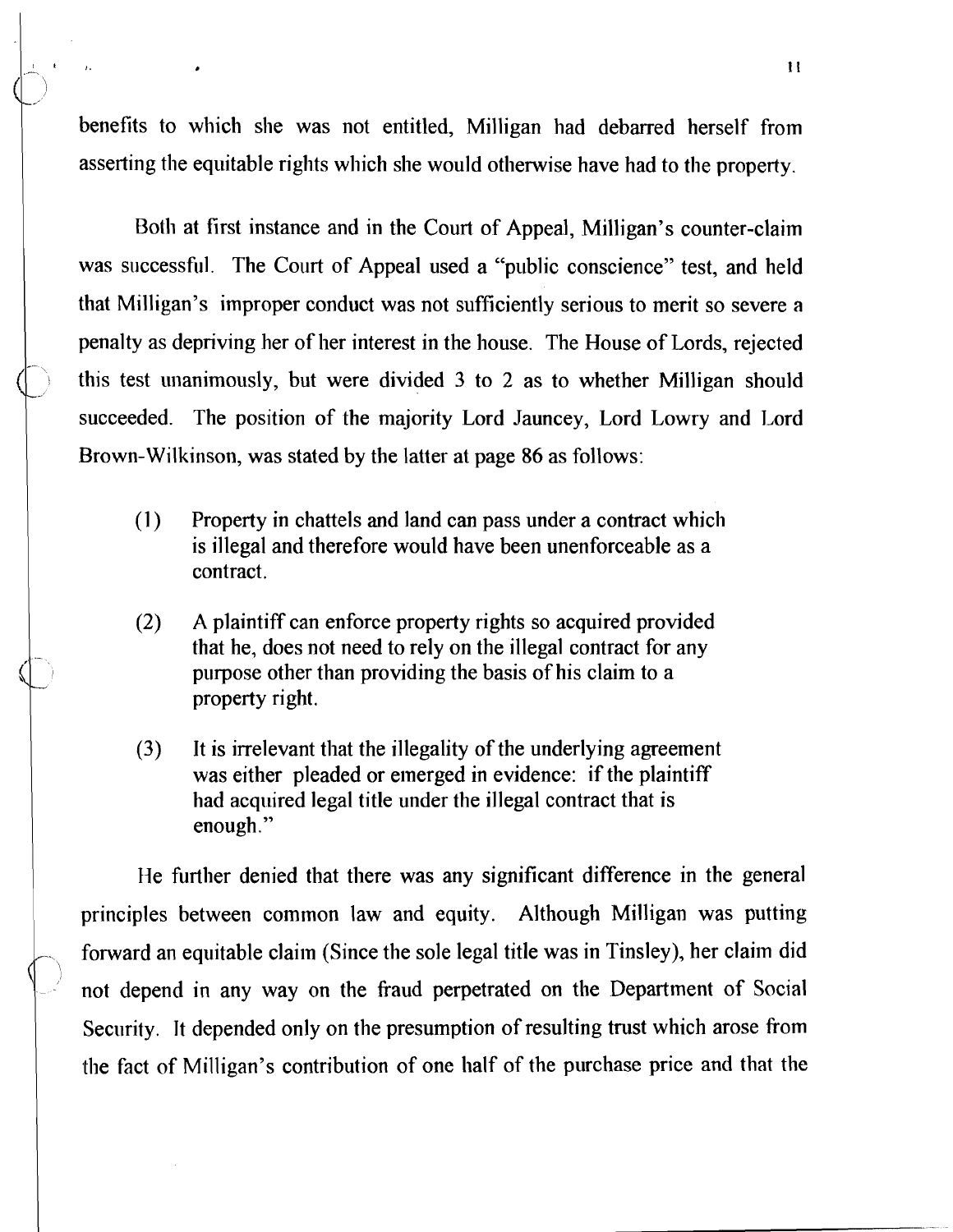benefits to which she was not entitled, Milligan had debarred herself from asserting the equitable rights which she would otherwise have had to the property.

Both at first instance and in the Court of Appeal, Milligan's counter-claim was successful. The Court of Appeal used a "public conscience" test, and held that Milligan's improper conduct was not sufficiently serious to merit so severe a penalty as depriving her of her interest in the house. The House of Lords, rejected this test unanimously, but were divided 3 to 2 as to whether Milligan should succeeded. The position of the majority Lord Jauncey, Lord Lowry and Lord Brown-Wilkinson, was stated by the latter at page 86 as follows:

> (1) Property in chattels and land can pass under a contract which is illegal and therefore would have been unenforceable as a contract.
>
> (2) A plaintiff can enforce property rights so acquired provided that he, does not need to rely on the illegal contract for any purpose other than providing the basis of his claim to a property right.
>
> (3) It is irrelevant that the illegality of the underlying agreement was either pleaded or emerged in evidence: if the plaintiff had acquired legal title under the illegal contract that is enough."

He further denied that there was any significant difference in the general principles between common law and equity. Although Milligan was putting forward an equitable claim (Since the sole legal title was in Tinsley), her claim did not depend in any way on the fraud perpetrated on the Department of Social Security. It depended only on the presumption of resulting trust which arose from the fact of Milligan's contribution of one half of the purchase price and that the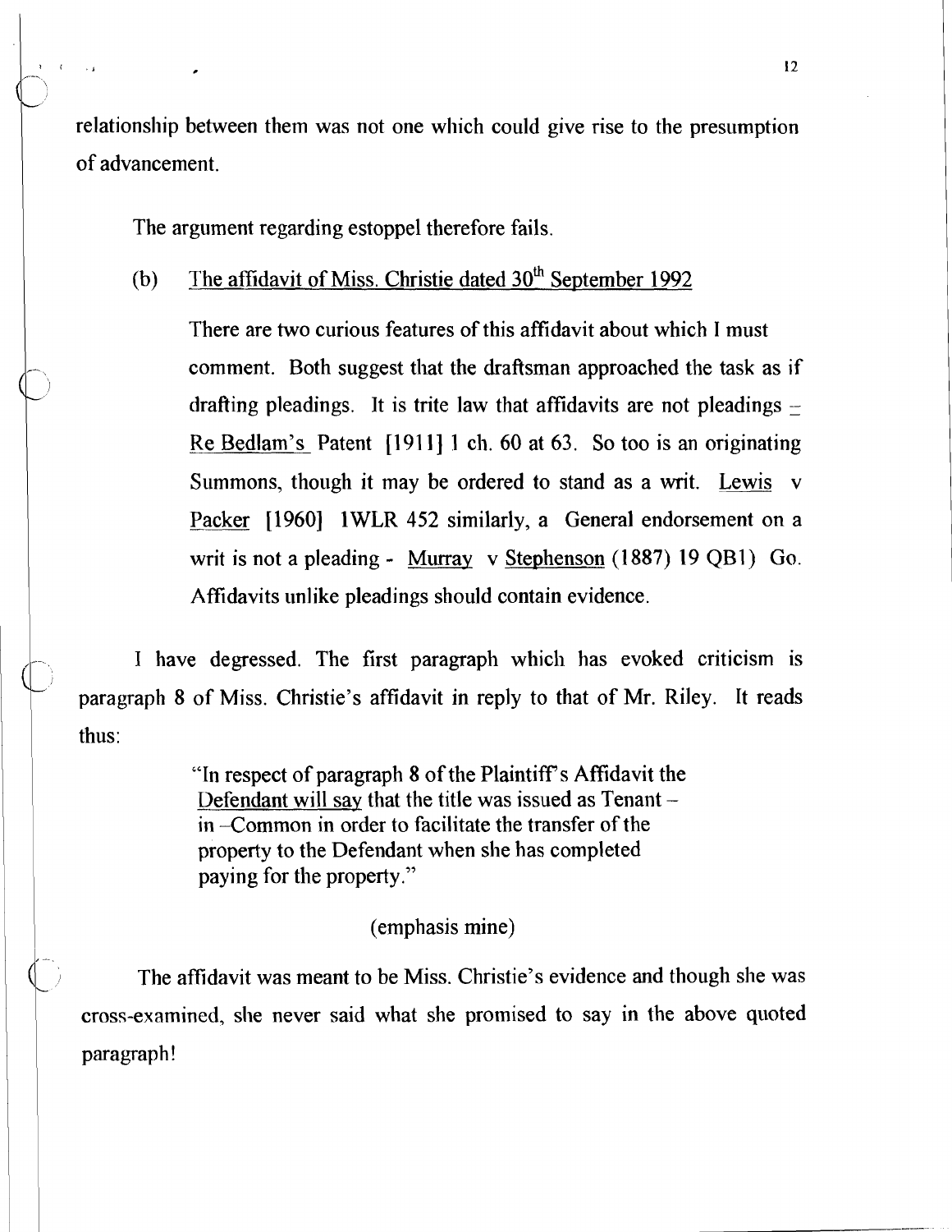relationship between them was not one which could give rise to the presumption of advancement.

The argument regarding estoppel therefore fails.

(b) The affidavit of Miss. Christie dated 30th September 1992

> There are two curious features of this affidavit about which I must comment. Both suggest that the draftsman approached the task as if drafting pleadings. It is trite law that affidavits are not pleadings – Re Bedlam's Patent [1911] 1 ch. 60 at 63. So too is an originating Summons, though it may be ordered to stand as a writ. Lewis v Packer [1960] 1WLR 452 similarly, a General endorsement on a writ is not a pleading - Murray v Stephenson (1887) 19 QB1) Go. Affidavits unlike pleadings should contain evidence.

I have degressed. The first paragraph which has evoked criticism is paragraph 8 of Miss. Christie's affidavit in reply to that of Mr. Riley. It reads thus:

> "In respect of paragraph 8 of the Plaintiff's Affidavit the Defendant will say that the title was issued as Tenant – in –Common in order to facilitate the transfer of the property to the Defendant when she has completed paying for the property."

(emphasis mine)

The affidavit was meant to be Miss. Christie's evidence and though she was cross-examined, she never said what she promised to say in the above quoted paragraph!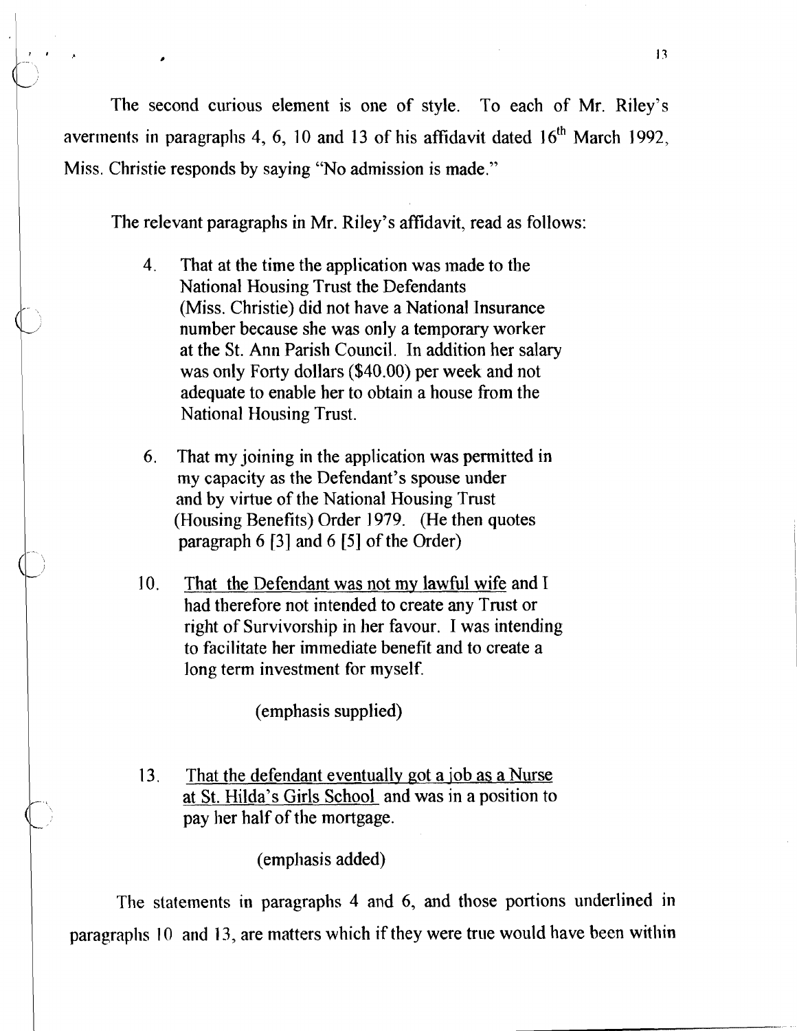The second curious element is one of style. To each of Mr. Riley's averments in paragraphs 4, 6, 10 and 13 of his affidavit dated 16th March 1992, Miss. Christie responds by saying "No admission is made."

The relevant paragraphs in Mr. Riley's affidavit, read as follows:

> 4. That at the time the application was made to the National Housing Trust the Defendants (Miss. Christie) did not have a National Insurance number because she was only a temporary worker at the St. Ann Parish Council. In addition her salary was only Forty dollars ($40.00) per week and not adequate to enable her to obtain a house from the National Housing Trust.
>
> 6. That my joining in the application was permitted in my capacity as the Defendant's spouse under and by virtue of the National Housing Trust (Housing Benefits) Order 1979. (He then quotes paragraph 6 [3] and 6 [5] of the Order)
>
> 10. <u>That the Defendant was not my lawful wife</u> and I had therefore not intended to create any Trust or right of Survivorship in her favour. I was intending to facilitate her immediate benefit and to create a long term investment for myself.
>
> (emphasis supplied)
>
> 13. <u>That the defendant eventually got a job as a Nurse at St. Hilda's Girls School</u> and was in a position to pay her half of the mortgage.
>
> (emphasis added)

The statements in paragraphs 4 and 6, and those portions underlined in paragraphs 10 and 13, are matters which if they were true would have been within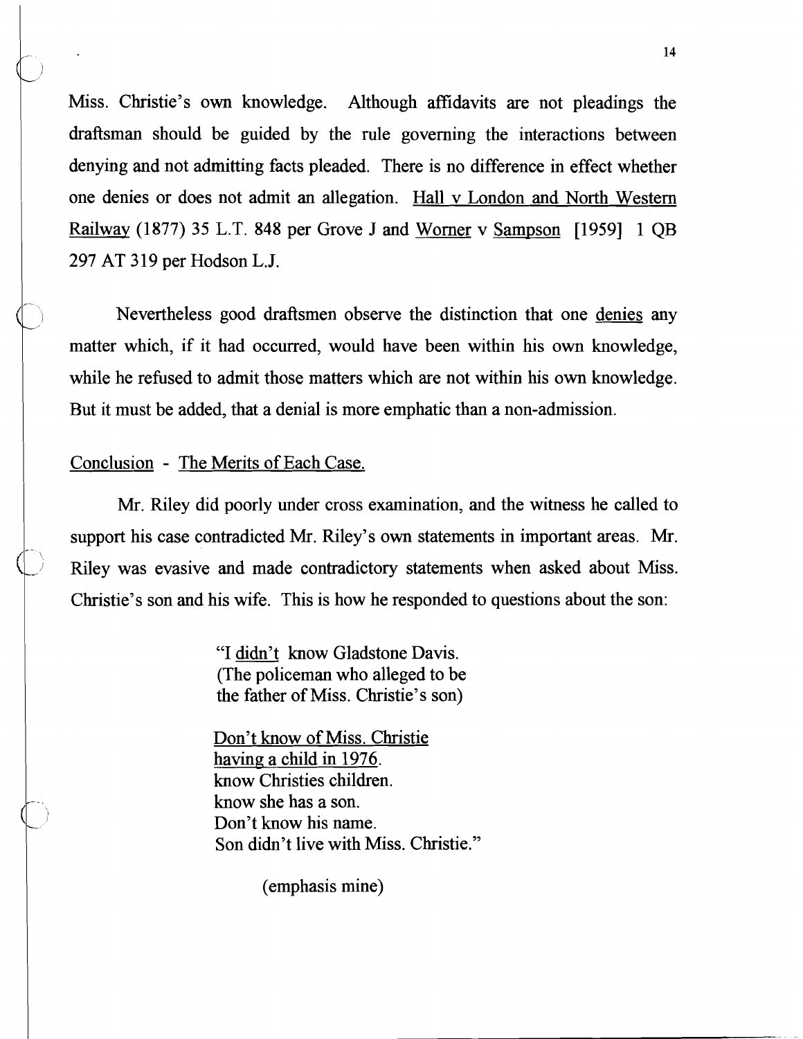Miss. Christie's own knowledge. Although affidavits are not pleadings the draftsman should be guided by the rule governing the interactions between denying and not admitting facts pleaded. There is no difference in effect whether one denies or does not admit an allegation. <u>Hall v London and North Western Railway</u> (1877) 35 L.T. 848 per Grove J and <u>Worner</u> v <u>Sampson</u> [1959] 1 QB 297 AT 319 per Hodson L.J.

Nevertheless good draftsmen observe the distinction that one <u>denies</u> any matter which, if it had occurred, would have been within his own knowledge, while he refused to admit those matters which are not within his own knowledge. But it must be added, that a denial is more emphatic than a non-admission.

<u>Conclusion</u> - <u>The Merits of Each Case.</u>

Mr. Riley did poorly under cross examination, and the witness he called to support his case contradicted Mr. Riley's own statements in important areas. Mr. Riley was evasive and made contradictory statements when asked about Miss. Christie's son and his wife. This is how he responded to questions about the son:

> "I <u>didn't</u> know Gladstone Davis.
> (The policeman who alleged to be
> the father of Miss. Christie's son)
>
> <u>Don't know of Miss. Christie</u>
> <u>having a child in 1976</u>.
> know Christies children.
> know she has a son.
> Don't know his name.
> Son didn't live with Miss. Christie."
>
> (emphasis mine)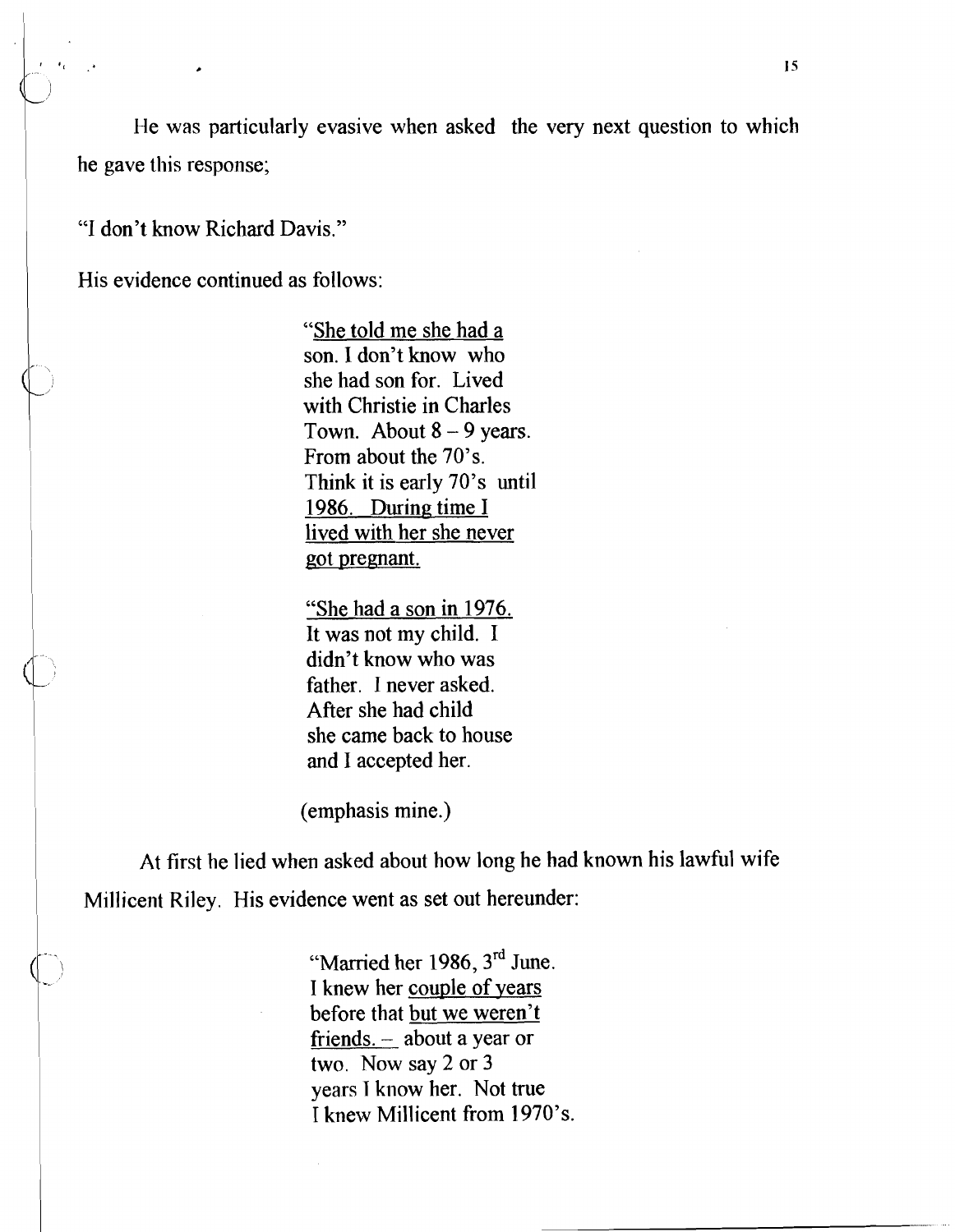He was particularly evasive when asked the very next question to which he gave this response;

"I don't know Richard Davis."

His evidence continued as follows:

> "<u>She told me she had a son.</u> I don't know who she had son for. Lived with Christie in Charles Town. About 8 – 9 years. From about the 70's. Think it is early 70's until <u>1986. During time I lived with her she never got pregnant.</u>
>
> "<u>She had a son in 1976.</u> It was not my child. I didn't know who was father. I never asked. After she had child she came back to house and I accepted her.
>
> (emphasis mine.)

At first he lied when asked about how long he had known his lawful wife Millicent Riley. His evidence went as set out hereunder:

> "Married her 1986, 3rd June. I knew her <u>couple of years</u> before that <u>but we weren't friends. –</u> about a year or two. Now say 2 or 3 years I know her. Not true I knew Millicent from 1970's.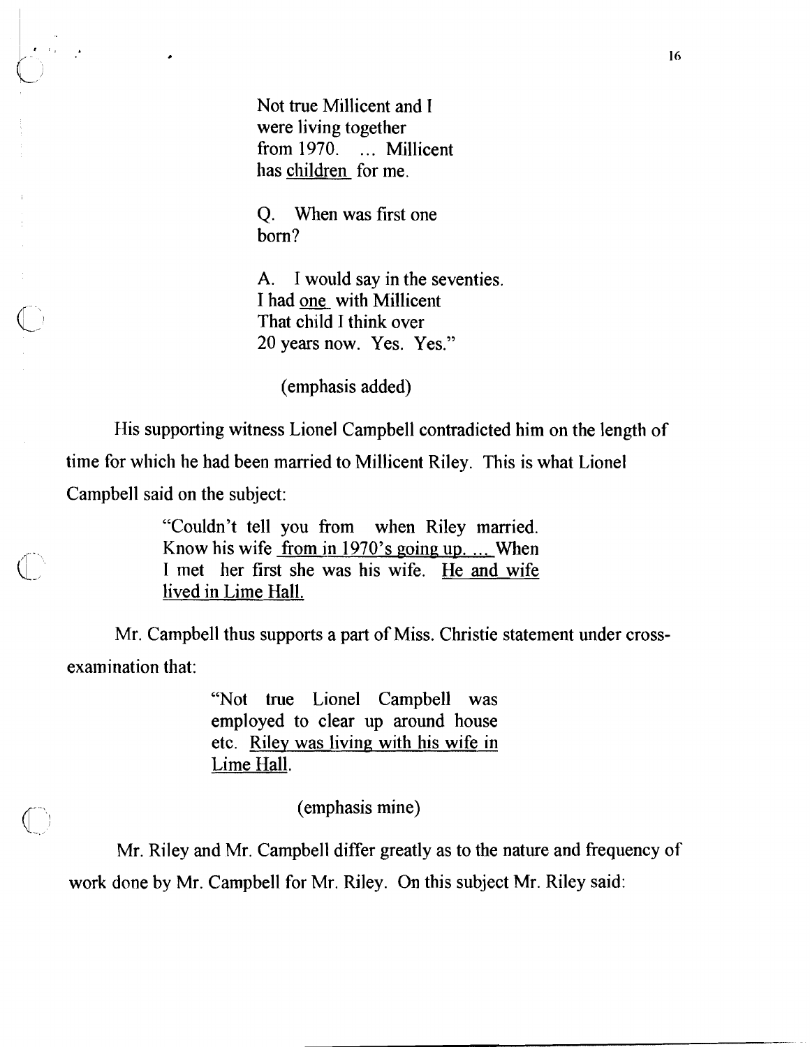> Not true Millicent and I
> were living together
> from 1970. ... Millicent
> has <u>children</u> for me.
>
> Q. When was first one
> born?
>
> A. I would say in the seventies.
> I had <u>one</u> with Millicent
> That child I think over
> 20 years now. Yes. Yes."
>
> (emphasis added)

His supporting witness Lionel Campbell contradicted him on the length of time for which he had been married to Millicent Riley. This is what Lionel Campbell said on the subject:

> "Couldn't tell you from when Riley married. Know his wife <u>from in 1970's going up. ...</u> When I met her first she was his wife. <u>He and wife lived in Lime Hall.</u>

Mr. Campbell thus supports a part of Miss. Christie statement under cross-examination that:

> "Not true Lionel Campbell was employed to clear up around house etc. <u>Riley was living with his wife in Lime Hall.</u>
>
> (emphasis mine)

Mr. Riley and Mr. Campbell differ greatly as to the nature and frequency of work done by Mr. Campbell for Mr. Riley. On this subject Mr. Riley said: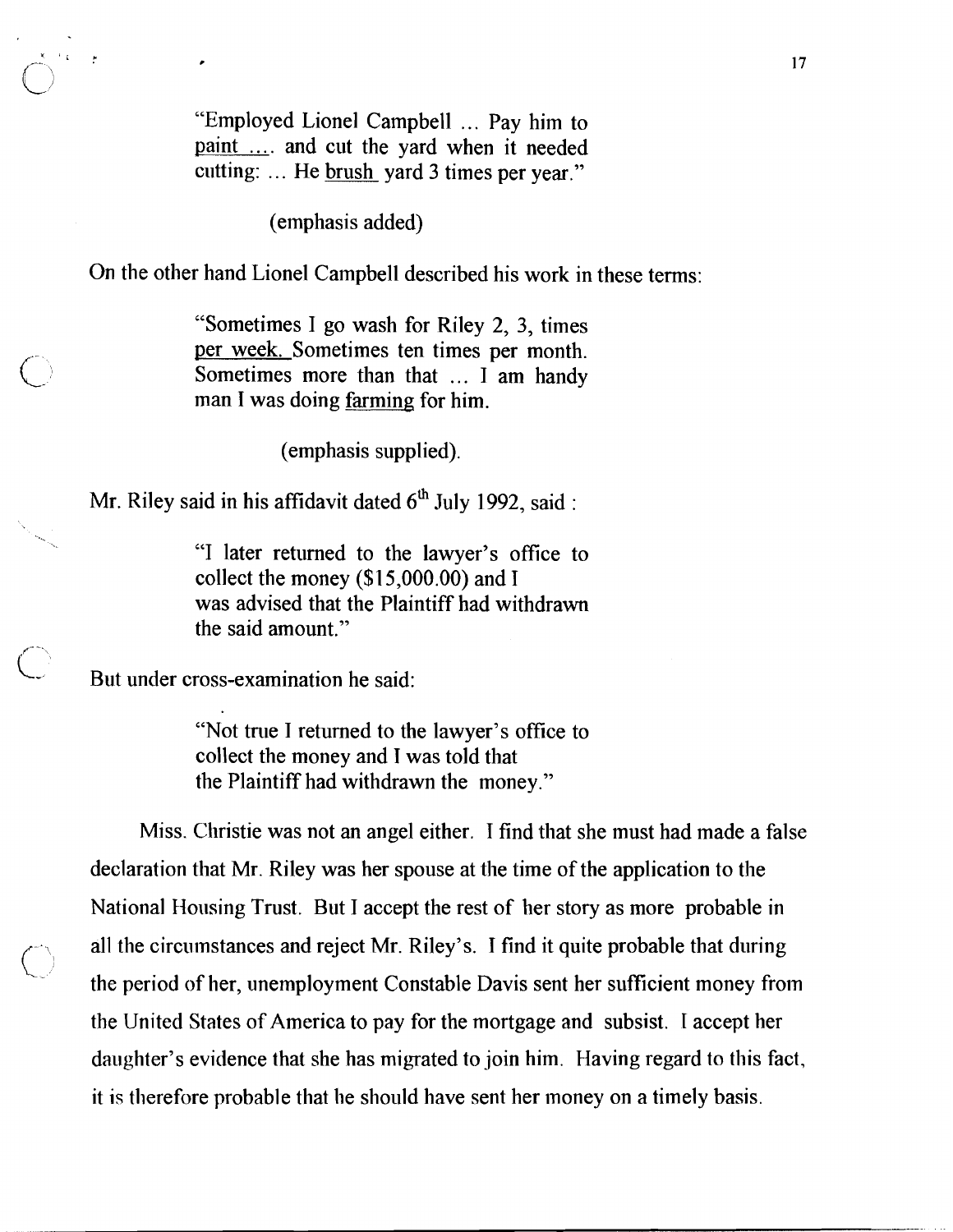> "Employed Lionel Campbell ... Pay him to paint .... and cut the yard when it needed cutting: ... He brush yard 3 times per year."
>
> (emphasis added)

On the other hand Lionel Campbell described his work in these terms:

> "Sometimes I go wash for Riley 2, 3, times per week. Sometimes ten times per month. Sometimes more than that ... I am handy man I was doing farming for him.
>
> (emphasis supplied).

Mr. Riley said in his affidavit dated 6th July 1992, said :

> "I later returned to the lawyer's office to collect the money ($15,000.00) and I was advised that the Plaintiff had withdrawn the said amount."

But under cross-examination he said:

> "Not true I returned to the lawyer's office to collect the money and I was told that the Plaintiff had withdrawn the money."

Miss. Christie was not an angel either. I find that she must had made a false declaration that Mr. Riley was her spouse at the time of the application to the National Housing Trust. But I accept the rest of her story as more probable in all the circumstances and reject Mr. Riley's. I find it quite probable that during the period of her, unemployment Constable Davis sent her sufficient money from the United States of America to pay for the mortgage and subsist. I accept her daughter's evidence that she has migrated to join him. Having regard to this fact, it is therefore probable that he should have sent her money on a timely basis.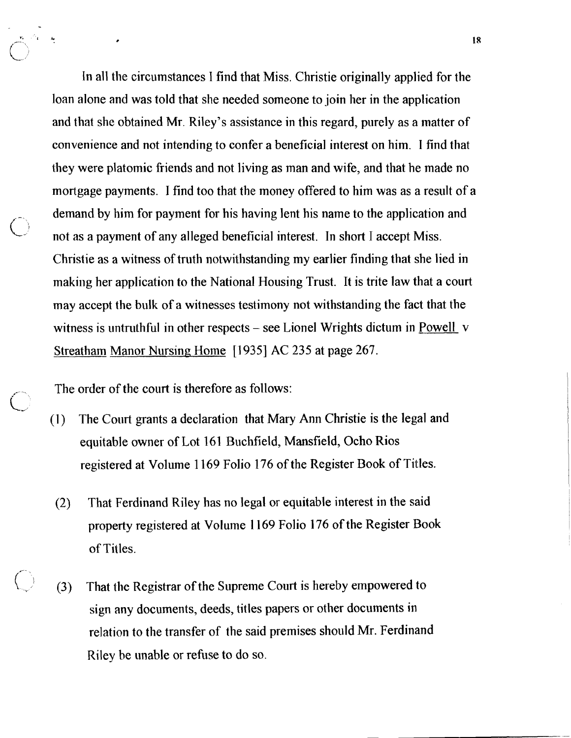In all the circumstances I find that Miss. Christie originally applied for the loan alone and was told that she needed someone to join her in the application and that she obtained Mr. Riley's assistance in this regard, purely as a matter of convenience and not intending to confer a beneficial interest on him. I find that they were platomic friends and not living as man and wife, and that he made no mortgage payments. I find too that the money offered to him was as a result of a demand by him for payment for his having lent his name to the application and not as a payment of any alleged beneficial interest. In short I accept Miss. Christie as a witness of truth notwithstanding my earlier finding that she lied in making her application to the National Housing Trust. It is trite law that a court may accept the bulk of a witnesses testimony not withstanding the fact that the witness is untruthful in other respects – see Lionel Wrights dictum in Powell v Streatham Manor Nursing Home [1935] AC 235 at page 267.

The order of the court is therefore as follows:

(1) The Court grants a declaration that Mary Ann Christie is the legal and equitable owner of Lot 161 Buchfield, Mansfield, Ocho Rios registered at Volume 1169 Folio 176 of the Register Book of Titles.

(2) That Ferdinand Riley has no legal or equitable interest in the said property registered at Volume 1169 Folio 176 of the Register Book of Titles.

(3) That the Registrar of the Supreme Court is hereby empowered to sign any documents, deeds, titles papers or other documents in relation to the transfer of the said premises should Mr. Ferdinand Riley be unable or refuse to do so.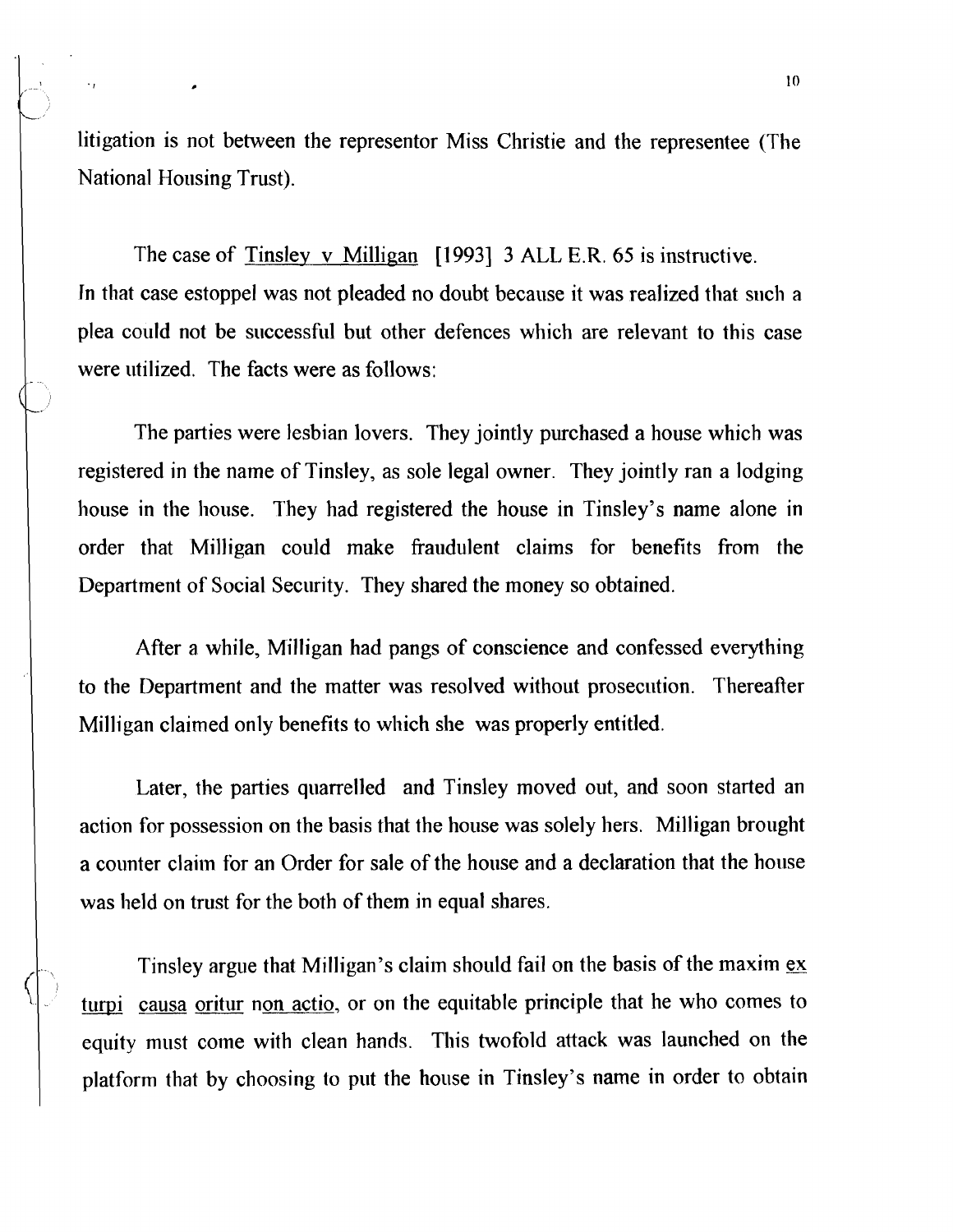litigation is not between the representor Miss Christie and the representee (The National Housing Trust).

The case of Tinsley v Milligan [1993] 3 ALL E.R. 65 is instructive. In that case estoppel was not pleaded no doubt because it was realized that such a plea could not be successful but other defences which are relevant to this case were utilized. The facts were as follows:

The parties were lesbian lovers. They jointly purchased a house which was registered in the name of Tinsley, as sole legal owner. They jointly ran a lodging house in the house. They had registered the house in Tinsley's name alone in order that Milligan could make fraudulent claims for benefits from the Department of Social Security. They shared the money so obtained.

After a while, Milligan had pangs of conscience and confessed everything to the Department and the matter was resolved without prosecution. Thereafter Milligan claimed only benefits to which she was properly entitled.

Later, the parties quarrelled and Tinsley moved out, and soon started an action for possession on the basis that the house was solely hers. Milligan brought a counter claim for an Order for sale of the house and a declaration that the house was held on trust for the both of them in equal shares.

Tinsley argue that Milligan's claim should fail on the basis of the maxim ex turpi causa oritur non actio, or on the equitable principle that he who comes to equity must come with clean hands. This twofold attack was launched on the platform that by choosing to put the house in Tinsley's name in order to obtain